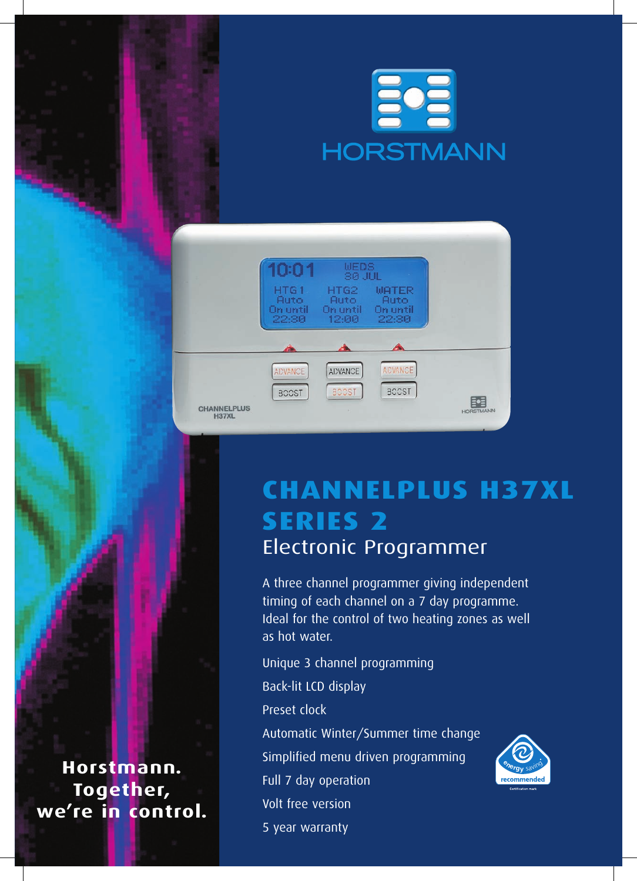HORSTMANN

# CHANNELPLUS H37XL SERIES 2

## Electronic Programmer

A three channel programmer giving independent timing of each channel on a 7 day programme. Ideal for the control of two heating zones as well as hot water.

- Unique 3 channel programming
- Back-lit LCD display
- Preset clock
- Automatic Winter/Summer time change
- Simplified menu driven programming
- Full 7 day operation
- Volt free version
- 5 year warranty

energy saving recommended

**Horstmann. Together, we're in control.**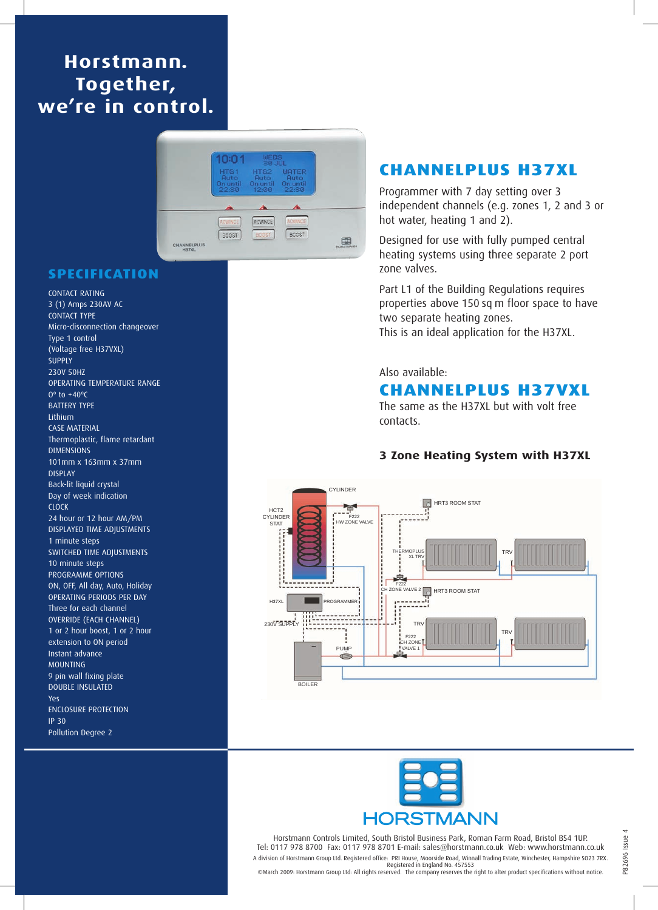# Horstmann. Together, we're in control.

## SPECIFICATION

CONTACT RATING
3 (1) Amps 230AV AC
CONTACT TYPE
Micro-disconnection changeover
Type 1 control
(Voltage free H37VXL)
SUPPLY
230V 50HZ
OPERATING TEMPERATURE RANGE
0° to +40°C
BATTERY TYPE
Lithium
CASE MATERIAL
Thermoplastic, flame retardant
DIMENSIONS
101mm x 163mm x 37mm
DISPLAY
Back-lit liquid crystal
Day of week indication
CLOCK
24 hour or 12 hour AM/PM
DISPLAYED TIME ADJUSTMENTS
1 minute steps
SWITCHED TIME ADJUSTMENTS
10 minute steps
PROGRAMME OPTIONS
ON, OFF, All day, Auto, Holiday
OPERATING PERIODS PER DAY
Three for each channel
OVERRIDE (EACH CHANNEL)
1 or 2 hour boost, 1 or 2 hour extension to ON period
Instant advance
MOUNTING
9 pin wall fixing plate
DOUBLE INSULATED
Yes
ENCLOSURE PROTECTION
IP 30
Pollution Degree 2

## CHANNELPLUS H37XL

Programmer with 7 day setting over 3 independent channels (e.g. zones 1, 2 and 3 or hot water, heating 1 and 2).

Designed for use with fully pumped central heating systems using three separate 2 port zone valves.

Part L1 of the Building Regulations requires properties above 150 sq m floor space to have two separate heating zones.
This is an ideal application for the H37XL.

Also available:

## CHANNELPLUS H37VXL

The same as the H37XL but with volt free contacts.

### 3 Zone Heating System with H37XL

CYLINDER
HCT2 CYLINDER STAT
F222 HW ZONE VALVE
HRT3 ROOM STAT
THERMOPLUS XL TRV
TRV
F222 CH ZONE VALVE 2
HRT3 ROOM STAT
H37XL
PROGRAMMER
230V SUPPLY
TRV
TRV
F222 CH ZONE VALVE 1
PUMP
BOILER

HORSTMANN

Horstmann Controls Limited, South Bristol Business Park, Roman Farm Road, Bristol BS4 1UP.
Tel: 0117 978 8700 Fax: 0117 978 8701 E-mail: sales@horstmann.co.uk Web: www.horstmann.co.uk
A division of Horstmann Group Ltd. Registered office: PRI House, Moorside Road, Winnall Trading Estate, Winchester, Hampshire SO23 7RX. Registered in England No. 457553
©March 2009: Horstmann Group Ltd: All rights reserved. The company reserves the right to alter product specifications without notice.

P82696 Issue 4